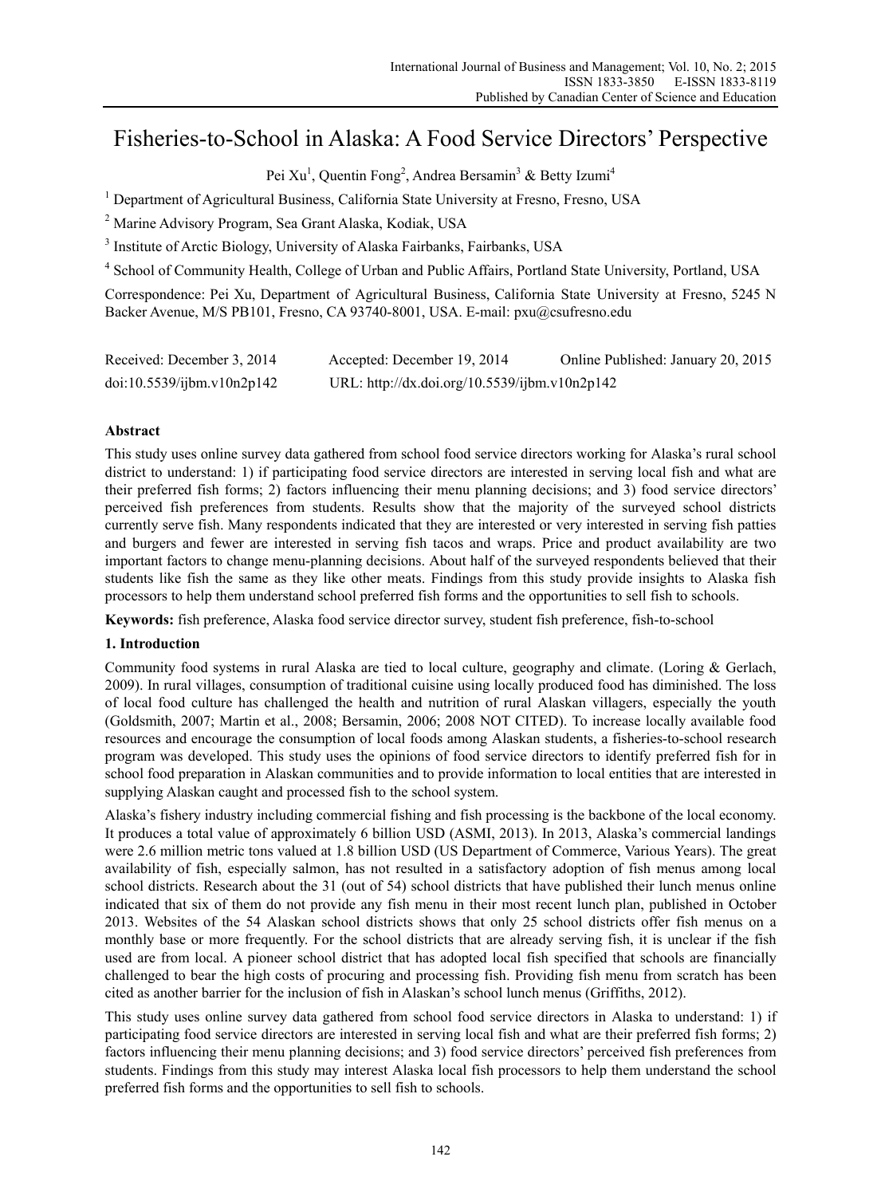# Fisheries-to-School in Alaska: A Food Service Directors' Perspective

Pei Xu[1], Quentin Fong[2], Andrea Bersamin[3] & Betty Izumi[4]

[1] Department of Agricultural Business, California State University at Fresno, Fresno, USA

[2] Marine Advisory Program, Sea Grant Alaska, Kodiak, USA

[3] Institute of Arctic Biology, University of Alaska Fairbanks, Fairbanks, USA

[4] School of Community Health, College of Urban and Public Affairs, Portland State University, Portland, USA

Correspondence: Pei Xu, Department of Agricultural Business, California State University at Fresno, 5245 N Backer Avenue, M/S PB101, Fresno, CA 93740-8001, USA. E-mail: pxu@csufresno.edu

Received: December 3, 2014 Accepted: December 19, 2014 Online Published: January 20, 2015

doi:10.5539/ijbm.v10n2p142 URL: http://dx.doi.org/10.5539/ijbm.v10n2p142

## Abstract

This study uses online survey data gathered from school food service directors working for Alaska's rural school district to understand: 1) if participating food service directors are interested in serving local fish and what are their preferred fish forms; 2) factors influencing their menu planning decisions; and 3) food service directors' perceived fish preferences from students. Results show that the majority of the surveyed school districts currently serve fish. Many respondents indicated that they are interested or very interested in serving fish patties and burgers and fewer are interested in serving fish tacos and wraps. Price and product availability are two important factors to change menu-planning decisions. About half of the surveyed respondents believed that their students like fish the same as they like other meats. Findings from this study provide insights to Alaska fish processors to help them understand school preferred fish forms and the opportunities to sell fish to schools.

**Keywords:** fish preference, Alaska food service director survey, student fish preference, fish-to-school

## 1. Introduction

Community food systems in rural Alaska are tied to local culture, geography and climate. (Loring & Gerlach, 2009). In rural villages, consumption of traditional cuisine using locally produced food has diminished. The loss of local food culture has challenged the health and nutrition of rural Alaskan villagers, especially the youth (Goldsmith, 2007; Martin et al., 2008; Bersamin, 2006; 2008 NOT CITED). To increase locally available food resources and encourage the consumption of local foods among Alaskan students, a fisheries-to-school research program was developed. This study uses the opinions of food service directors to identify preferred fish for in school food preparation in Alaskan communities and to provide information to local entities that are interested in supplying Alaskan caught and processed fish to the school system.

Alaska's fishery industry including commercial fishing and fish processing is the backbone of the local economy. It produces a total value of approximately 6 billion USD (ASMI, 2013). In 2013, Alaska's commercial landings were 2.6 million metric tons valued at 1.8 billion USD (US Department of Commerce, Various Years). The great availability of fish, especially salmon, has not resulted in a satisfactory adoption of fish menus among local school districts. Research about the 31 (out of 54) school districts that have published their lunch menus online indicated that six of them do not provide any fish menu in their most recent lunch plan, published in October 2013. Websites of the 54 Alaskan school districts shows that only 25 school districts offer fish menus on a monthly base or more frequently. For the school districts that are already serving fish, it is unclear if the fish used are from local. A pioneer school district that has adopted local fish specified that schools are financially challenged to bear the high costs of procuring and processing fish. Providing fish menu from scratch has been cited as another barrier for the inclusion of fish in Alaskan's school lunch menus (Griffiths, 2012).

This study uses online survey data gathered from school food service directors in Alaska to understand: 1) if participating food service directors are interested in serving local fish and what are their preferred fish forms; 2) factors influencing their menu planning decisions; and 3) food service directors' perceived fish preferences from students. Findings from this study may interest Alaska local fish processors to help them understand the school preferred fish forms and the opportunities to sell fish to schools.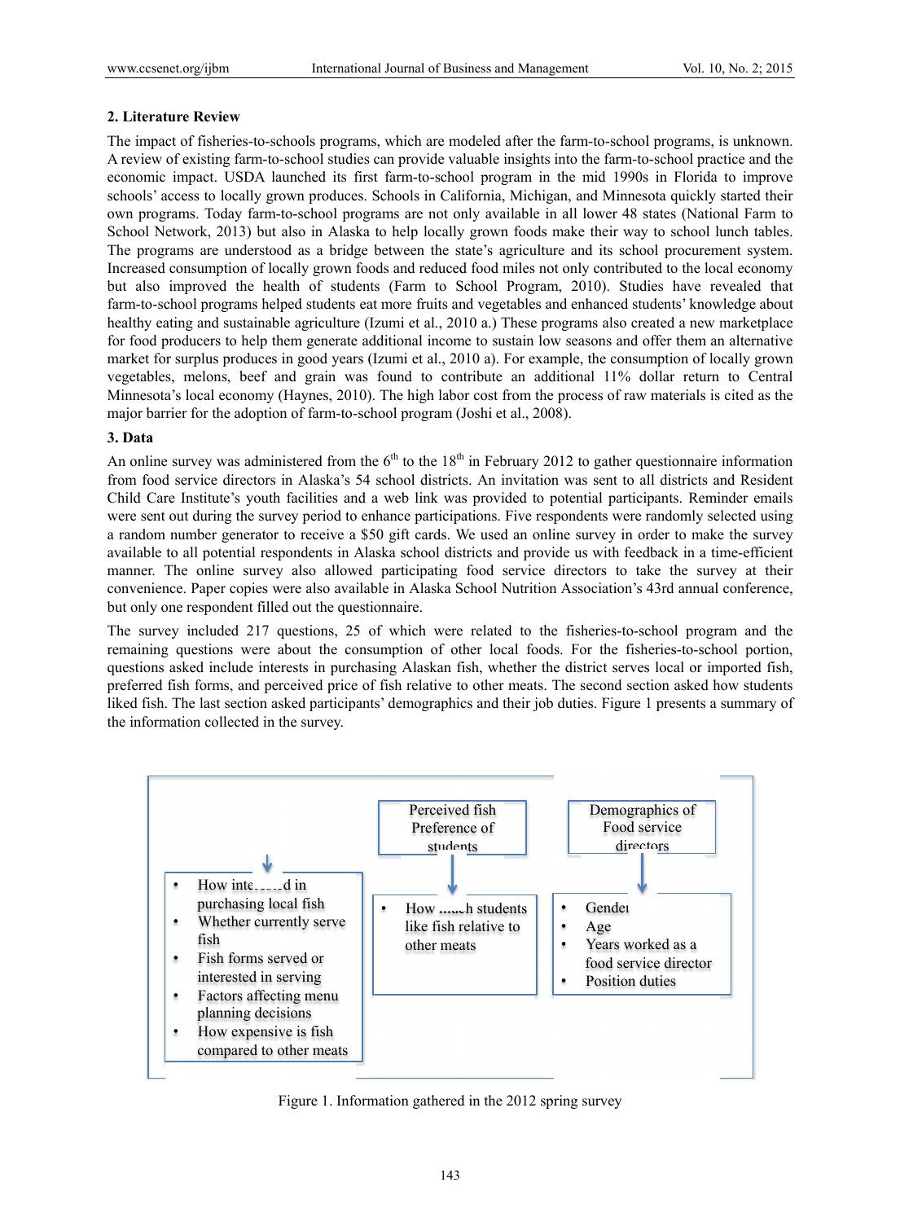## 2. Literature Review

The impact of fisheries-to-schools programs, which are modeled after the farm-to-school programs, is unknown. A review of existing farm-to-school studies can provide valuable insights into the farm-to-school practice and the economic impact. USDA launched its first farm-to-school program in the mid 1990s in Florida to improve schools' access to locally grown produces. Schools in California, Michigan, and Minnesota quickly started their own programs. Today farm-to-school programs are not only available in all lower 48 states (National Farm to School Network, 2013) but also in Alaska to help locally grown foods make their way to school lunch tables. The programs are understood as a bridge between the state's agriculture and its school procurement system. Increased consumption of locally grown foods and reduced food miles not only contributed to the local economy but also improved the health of students (Farm to School Program, 2010). Studies have revealed that farm-to-school programs helped students eat more fruits and vegetables and enhanced students' knowledge about healthy eating and sustainable agriculture (Izumi et al., 2010 a.) These programs also created a new marketplace for food producers to help them generate additional income to sustain low seasons and offer them an alternative market for surplus produces in good years (Izumi et al., 2010 a). For example, the consumption of locally grown vegetables, melons, beef and grain was found to contribute an additional 11% dollar return to Central Minnesota's local economy (Haynes, 2010). The high labor cost from the process of raw materials is cited as the major barrier for the adoption of farm-to-school program (Joshi et al., 2008).

## 3. Data

An online survey was administered from the 6th to the 18th in February 2012 to gather questionnaire information from food service directors in Alaska's 54 school districts. An invitation was sent to all districts and Resident Child Care Institute's youth facilities and a web link was provided to potential participants. Reminder emails were sent out during the survey period to enhance participations. Five respondents were randomly selected using a random number generator to receive a $50 gift cards. We used an online survey in order to make the survey available to all potential respondents in Alaska school districts and provide us with feedback in a time-efficient manner. The online survey also allowed participating food service directors to take the survey at their convenience. Paper copies were also available in Alaska School Nutrition Association's 43rd annual conference, but only one respondent filled out the questionnaire.

The survey included 217 questions, 25 of which were related to the fisheries-to-school program and the remaining questions were about the consumption of other local foods. For the fisheries-to-school portion, questions asked include interests in purchasing Alaskan fish, whether the district serves local or imported fish, preferred fish forms, and perceived price of fish relative to other meats. The second section asked how students liked fish. The last section asked participants' demographics and their job duties. Figure 1 presents a summary of the information collected in the survey.

- How interested in purchasing local fish
- Whether currently serve fish
- Fish forms served or interested in serving
- Factors affecting menu planning decisions
- How expensive is fish compared to other meats

Perceived fish Preference of students

- How much students like fish relative to other meats

Demographics of Food service directors

- Gender
- Age
- Years worked as a food service director
- Position duties

Figure 1. Information gathered in the 2012 spring survey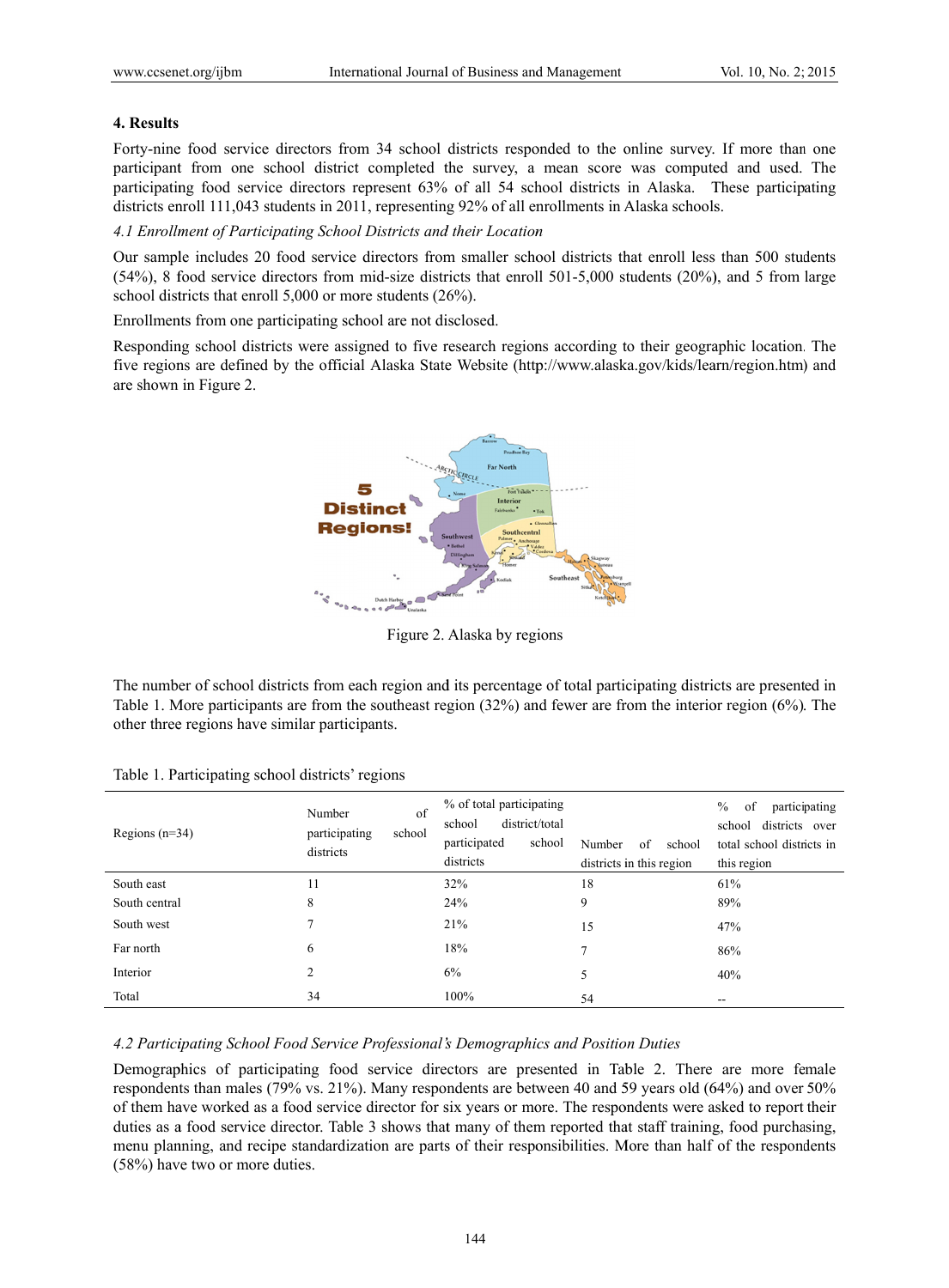## 4. Results

Forty-nine food service directors from 34 school districts responded to the online survey. If more than one participant from one school district completed the survey, a mean score was computed and used. The participating food service directors represent 63% of all 54 school districts in Alaska. These participating districts enroll 111,043 students in 2011, representing 92% of all enrollments in Alaska schools.

### *4.1 Enrollment of Participating School Districts and their Location*

Our sample includes 20 food service directors from smaller school districts that enroll less than 500 students (54%), 8 food service directors from mid-size districts that enroll 501-5,000 students (20%), and 5 from large school districts that enroll 5,000 or more students (26%).

Enrollments from one participating school are not disclosed.

Responding school districts were assigned to five research regions according to their geographic location. The five regions are defined by the official Alaska State Website (http://www.alaska.gov/kids/learn/region.htm) and are shown in Figure 2.

5 Distinct Regions!

Far North

Interior

Southwest

Southcentral

Southeast

Figure 2. Alaska by regions

The number of school districts from each region and its percentage of total participating districts are presented in Table 1. More participants are from the southeast region (32%) and fewer are from the interior region (6%). The other three regions have similar participants.

Table 1. Participating school districts' regions

| Regions (n=34) | Number of participating school districts | % of total participating school district/total participated school districts | Number of school districts in this region | % of participating school districts over total school districts in this region |
|---|---|---|---|---|
| South east | 11 | 32% | 18 | 61% |
| South central | 8 | 24% | 9 | 89% |
| South west | 7 | 21% | 15 | 47% |
| Far north | 6 | 18% | 7 | 86% |
| Interior | 2 | 6% | 5 | 40% |
| Total | 34 | 100% | 54 | -- |

### *4.2 Participating School Food Service Professional's Demographics and Position Duties*

Demographics of participating food service directors are presented in Table 2. There are more female respondents than males (79% vs. 21%). Many respondents are between 40 and 59 years old (64%) and over 50% of them have worked as a food service director for six years or more. The respondents were asked to report their duties as a food service director. Table 3 shows that many of them reported that staff training, food purchasing, menu planning, and recipe standardization are parts of their responsibilities. More than half of the respondents (58%) have two or more duties.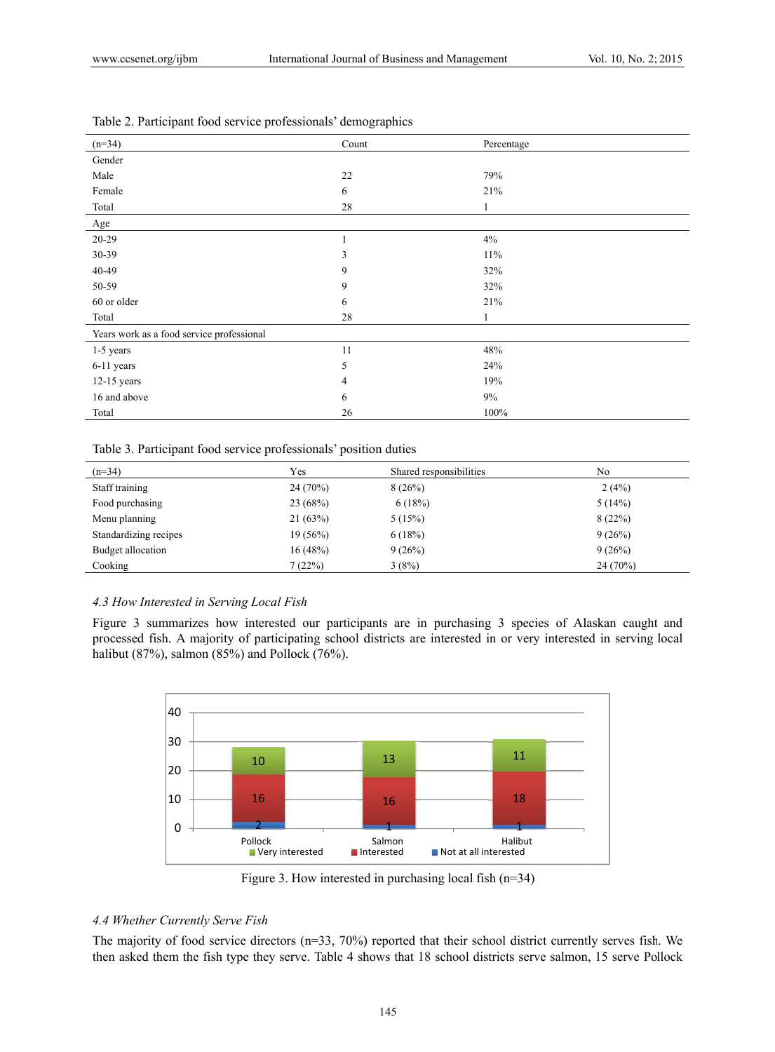Table 2. Participant food service professionals' demographics

| (n=34) | Count | Percentage |
|---|---|---|
| Gender | | |
| Male | 22 | 79% |
| Female | 6 | 21% |
| Total | 28 | 1 |
| Age | | |
| 20-29 | 1 | 4% |
| 30-39 | 3 | 11% |
| 40-49 | 9 | 32% |
| 50-59 | 9 | 32% |
| 60 or older | 6 | 21% |
| Total | 28 | 1 |
| Years work as a food service professional | | |
| 1-5 years | 11 | 48% |
| 6-11 years | 5 | 24% |
| 12-15 years | 4 | 19% |
| 16 and above | 6 | 9% |
| Total | 26 | 100% |

Table 3. Participant food service professionals' position duties

| (n=34) | Yes | Shared responsibilities | No |
|---|---|---|---|
| Staff training | 24 (70%) | 8 (26%) | 2 (4%) |
| Food purchasing | 23 (68%) | 6 (18%) | 5 (14%) |
| Menu planning | 21 (63%) | 5 (15%) | 8 (22%) |
| Standardizing recipes | 19 (56%) | 6 (18%) | 9 (26%) |
| Budget allocation | 16 (48%) | 9 (26%) | 9 (26%) |
| Cooking | 7 (22%) | 3 (8%) | 24 (70%) |

### *4.3 How Interested in Serving Local Fish*

Figure 3 summarizes how interested our participants are in purchasing 3 species of Alaskan caught and processed fish. A majority of participating school districts are interested in or very interested in serving local halibut (87%), salmon (85%) and Pollock (76%).

40
30
20
10
0

Pollock: 10, 16, 2
Salmon: 13, 16, 1
Halibut: 11, 18, 1

Very interested   Interested   Not at all interested

Figure 3. How interested in purchasing local fish (n=34)

### *4.4 Whether Currently Serve Fish*

The majority of food service directors (n=33, 70%) reported that their school district currently serves fish. We then asked them the fish type they serve. Table 4 shows that 18 school districts serve salmon, 15 serve Pollock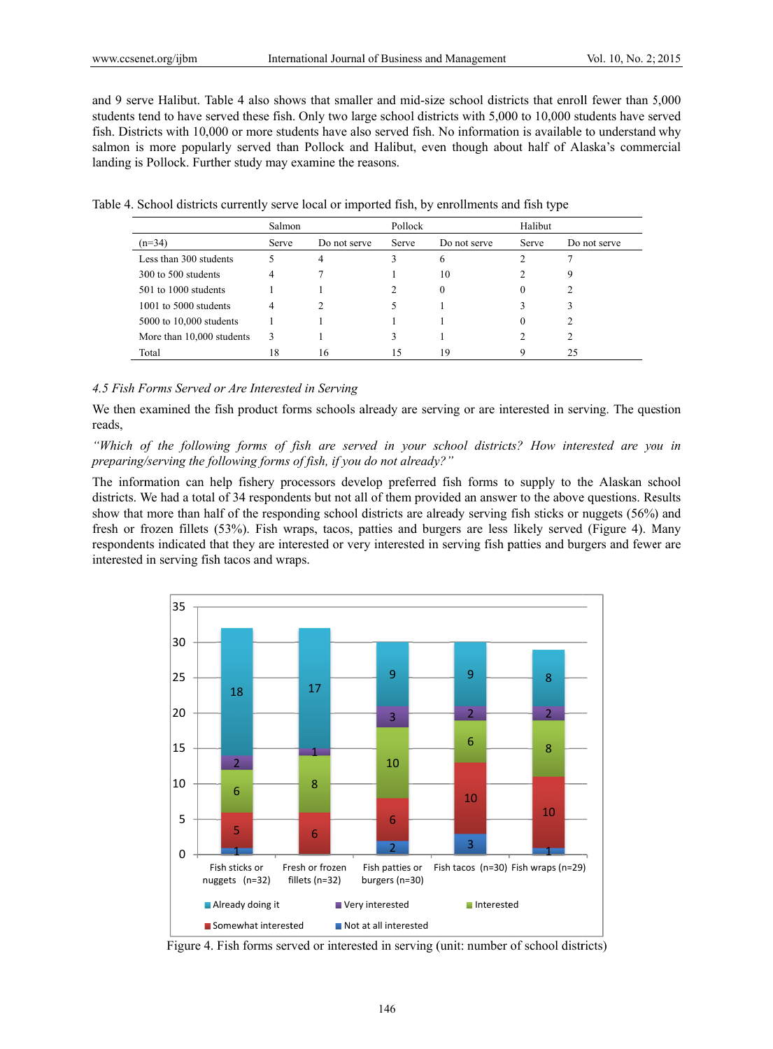and 9 serve Halibut. Table 4 also shows that smaller and mid-size school districts that enroll fewer than 5,000 students tend to have served these fish. Only two large school districts with 5,000 to 10,000 students have served fish. Districts with 10,000 or more students have also served fish. No information is available to understand why salmon is more popularly served than Pollock and Halibut, even though about half of Alaska's commercial landing is Pollock. Further study may examine the reasons.

Table 4. School districts currently serve local or imported fish, by enrollments and fish type

| | Salmon | | Pollock | | Halibut | |
|---|---|---|---|---|---|---|
| (n=34) | Serve | Do not serve | Serve | Do not serve | Serve | Do not serve |
| Less than 300 students | 5 | 4 | 3 | 6 | 2 | 7 |
| 300 to 500 students | 4 | 7 | 1 | 10 | 2 | 9 |
| 501 to 1000 students | 1 | 1 | 2 | 0 | 0 | 2 |
| 1001 to 5000 students | 4 | 2 | 5 | 1 | 3 | 3 |
| 5000 to 10,000 students | 1 | 1 | 1 | 1 | 0 | 2 |
| More than 10,000 students | 3 | 1 | 3 | 1 | 2 | 2 |
| Total | 18 | 16 | 15 | 19 | 9 | 25 |

### 4.5 Fish Forms Served or Are Interested in Serving

We then examined the fish product forms schools already are serving or are interested in serving. The question reads,

*"Which of the following forms of fish are served in your school districts? How interested are you in preparing/serving the following forms of fish, if you do not already?"*

The information can help fishery processors develop preferred fish forms to supply to the Alaskan school districts. We had a total of 34 respondents but not all of them provided an answer to the above questions. Results show that more than half of the responding school districts are already serving fish sticks or nuggets (56%) and fresh or frozen fillets (53%). Fish wraps, tacos, patties and burgers are less likely served (Figure 4). Many respondents indicated that they are interested or very interested in serving fish patties and burgers and fewer are interested in serving fish tacos and wraps.

35
30
25
20
15
10
5
0

Fish sticks or nuggets (n=32): 18, 2, 6, 5, 1
Fresh or frozen fillets (n=32): 17, 1, 8, 6
Fish patties or burgers (n=30): 9, 3, 10, 6, 2
Fish tacos (n=30): 9, 2, 6, 10, 3
Fish wraps (n=29): 8, 2, 8, 10, 1

Already doing it
Very interested
Interested
Somewhat interested
Not at all interested

Figure 4. Fish forms served or interested in serving (unit: number of school districts)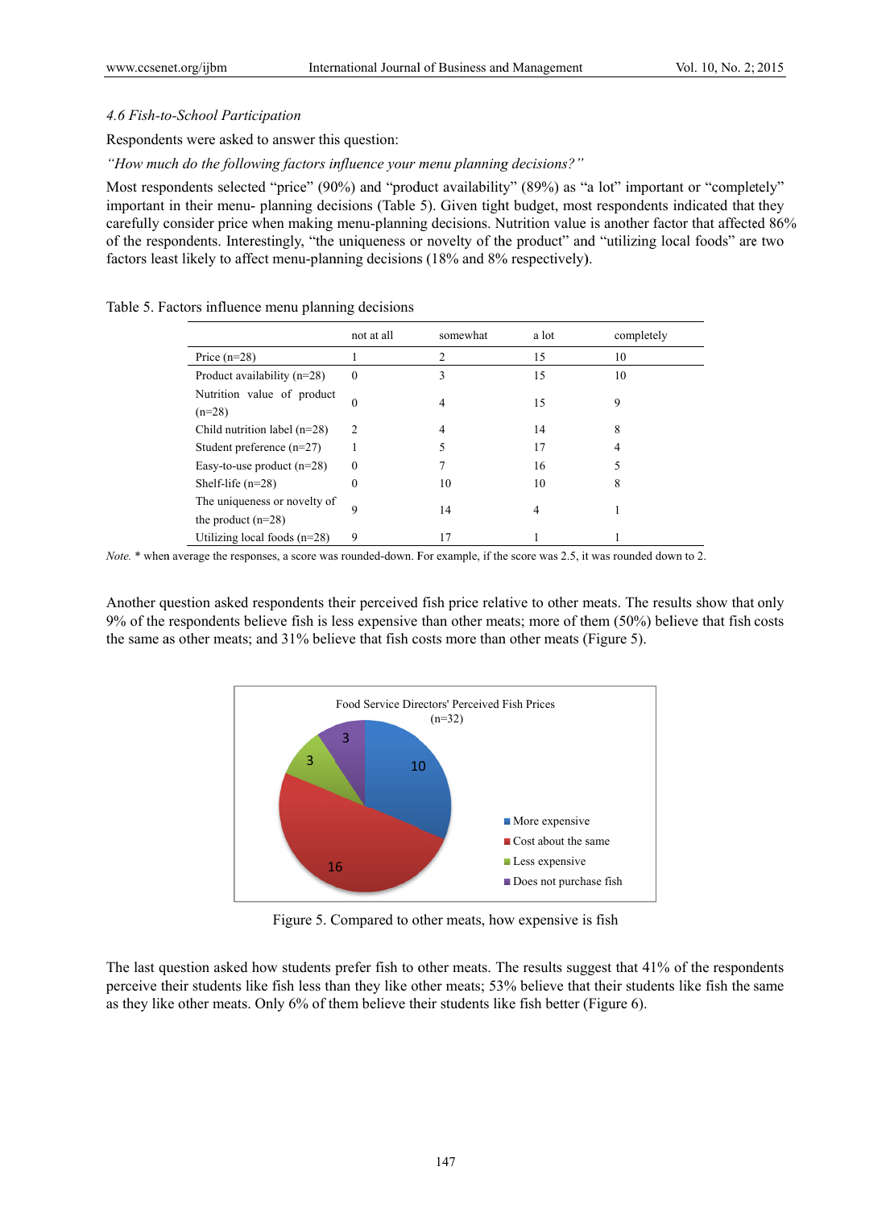*4.6 Fish-to-School Participation*

Respondents were asked to answer this question:

*"How much do the following factors influence your menu planning decisions?"*

Most respondents selected "price" (90%) and "product availability" (89%) as "a lot" important or "completely" important in their menu- planning decisions (Table 5). Given tight budget, most respondents indicated that they carefully consider price when making menu-planning decisions. Nutrition value is another factor that affected 86% of the respondents. Interestingly, "the uniqueness or novelty of the product" and "utilizing local foods" are two factors least likely to affect menu-planning decisions (18% and 8% respectively).

Table 5. Factors influence menu planning decisions

| | not at all | somewhat | a lot | completely |
|---|---|---|---|---|
| Price (n=28) | 1 | 2 | 15 | 10 |
| Product availability (n=28) | 0 | 3 | 15 | 10 |
| Nutrition value of product (n=28) | 0 | 4 | 15 | 9 |
| Child nutrition label (n=28) | 2 | 4 | 14 | 8 |
| Student preference (n=27) | 1 | 5 | 17 | 4 |
| Easy-to-use product (n=28) | 0 | 7 | 16 | 5 |
| Shelf-life (n=28) | 0 | 10 | 10 | 8 |
| The uniqueness or novelty of the product (n=28) | 9 | 14 | 4 | 1 |
| Utilizing local foods (n=28) | 9 | 17 | 1 | 1 |

*Note.* * when average the responses, a score was rounded-down. For example, if the score was 2.5, it was rounded down to 2.

Another question asked respondents their perceived fish price relative to other meats. The results show that only 9% of the respondents believe fish is less expensive than other meats; more of them (50%) believe that fish costs the same as other meats; and 31% believe that fish costs more than other meats (Figure 5).

Food Service Directors' Perceived Fish Prices
(n=32)

10
16
3
3

More expensive
Cost about the same
Less expensive
Does not purchase fish

Figure 5. Compared to other meats, how expensive is fish

The last question asked how students prefer fish to other meats. The results suggest that 41% of the respondents perceive their students like fish less than they like other meats; 53% believe that their students like fish the same as they like other meats. Only 6% of them believe their students like fish better (Figure 6).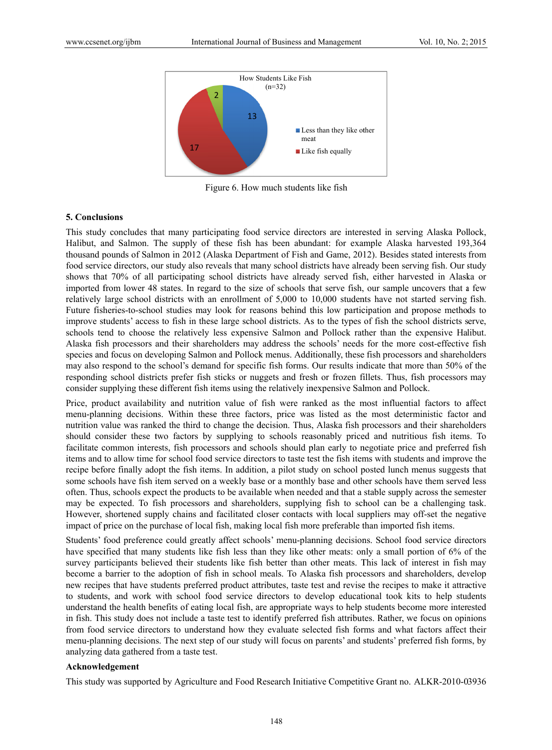How Students Like Fish
(n=32)

2

13

17

Less than they like other meat

Like fish equally

Figure 6. How much students like fish

## 5. Conclusions

This study concludes that many participating food service directors are interested in serving Alaska Pollock, Halibut, and Salmon. The supply of these fish has been abundant: for example Alaska harvested 193,364 thousand pounds of Salmon in 2012 (Alaska Department of Fish and Game, 2012). Besides stated interests from food service directors, our study also reveals that many school districts have already been serving fish. Our study shows that 70% of all participating school districts have already served fish, either harvested in Alaska or imported from lower 48 states. In regard to the size of schools that serve fish, our sample uncovers that a few relatively large school districts with an enrollment of 5,000 to 10,000 students have not started serving fish. Future fisheries-to-school studies may look for reasons behind this low participation and propose methods to improve students' access to fish in these large school districts. As to the types of fish the school districts serve, schools tend to choose the relatively less expensive Salmon and Pollock rather than the expensive Halibut. Alaska fish processors and their shareholders may address the schools' needs for the more cost-effective fish species and focus on developing Salmon and Pollock menus. Additionally, these fish processors and shareholders may also respond to the school's demand for specific fish forms. Our results indicate that more than 50% of the responding school districts prefer fish sticks or nuggets and fresh or frozen fillets. Thus, fish processors may consider supplying these different fish items using the relatively inexpensive Salmon and Pollock.

Price, product availability and nutrition value of fish were ranked as the most influential factors to affect menu-planning decisions. Within these three factors, price was listed as the most deterministic factor and nutrition value was ranked the third to change the decision. Thus, Alaska fish processors and their shareholders should consider these two factors by supplying to schools reasonably priced and nutritious fish items. To facilitate common interests, fish processors and schools should plan early to negotiate price and preferred fish items and to allow time for school food service directors to taste test the fish items with students and improve the recipe before finally adopt the fish items. In addition, a pilot study on school posted lunch menus suggests that some schools have fish item served on a weekly base or a monthly base and other schools have them served less often. Thus, schools expect the products to be available when needed and that a stable supply across the semester may be expected. To fish processors and shareholders, supplying fish to school can be a challenging task. However, shortened supply chains and facilitated closer contacts with local suppliers may off-set the negative impact of price on the purchase of local fish, making local fish more preferable than imported fish items.

Students' food preference could greatly affect schools' menu-planning decisions. School food service directors have specified that many students like fish less than they like other meats: only a small portion of 6% of the survey participants believed their students like fish better than other meats. This lack of interest in fish may become a barrier to the adoption of fish in school meals. To Alaska fish processors and shareholders, develop new recipes that have students preferred product attributes, taste test and revise the recipes to make it attractive to students, and work with school food service directors to develop educational took kits to help students understand the health benefits of eating local fish, are appropriate ways to help students become more interested in fish. This study does not include a taste test to identify preferred fish attributes. Rather, we focus on opinions from food service directors to understand how they evaluate selected fish forms and what factors affect their menu-planning decisions. The next step of our study will focus on parents' and students' preferred fish forms, by analyzing data gathered from a taste test.

## Acknowledgement

This study was supported by Agriculture and Food Research Initiative Competitive Grant no. ALKR-2010-03936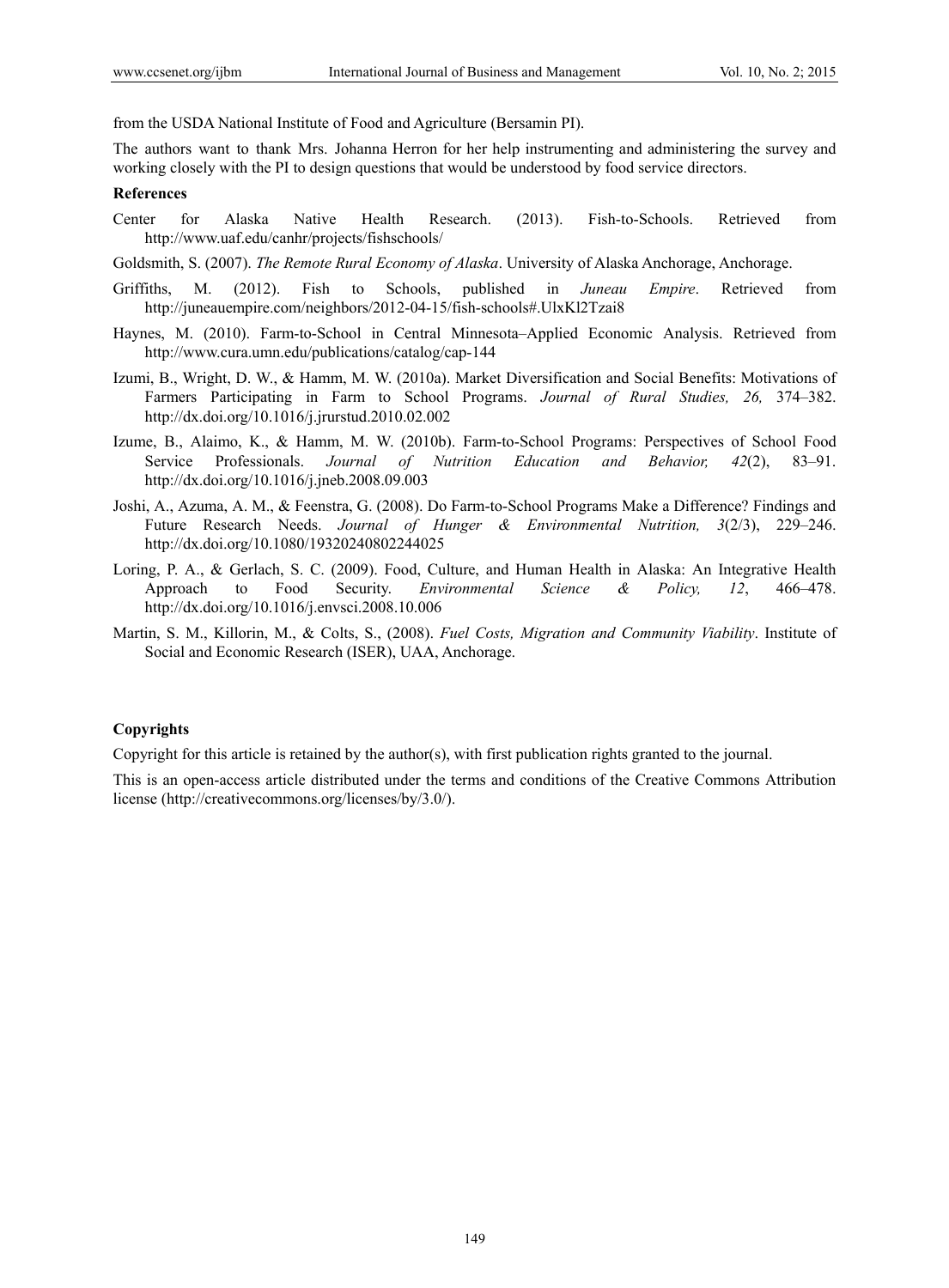from the USDA National Institute of Food and Agriculture (Bersamin PI).

The authors want to thank Mrs. Johanna Herron for her help instrumenting and administering the survey and working closely with the PI to design questions that would be understood by food service directors.

**References**

Center for Alaska Native Health Research. (2013). Fish-to-Schools. Retrieved from http://www.uaf.edu/canhr/projects/fishschools/

Goldsmith, S. (2007). *The Remote Rural Economy of Alaska*. University of Alaska Anchorage, Anchorage.

Griffiths, M. (2012). Fish to Schools, published in *Juneau Empire*. Retrieved from http://juneauempire.com/neighbors/2012-04-15/fish-schools#.UlxKl2Tzai8

Haynes, M. (2010). Farm-to-School in Central Minnesota–Applied Economic Analysis. Retrieved from http://www.cura.umn.edu/publications/catalog/cap-144

Izumi, B., Wright, D. W., & Hamm, M. W. (2010a). Market Diversification and Social Benefits: Motivations of Farmers Participating in Farm to School Programs. *Journal of Rural Studies, 26,* 374–382. http://dx.doi.org/10.1016/j.jrurstud.2010.02.002

Izume, B., Alaimo, K., & Hamm, M. W. (2010b). Farm-to-School Programs: Perspectives of School Food Service Professionals. *Journal of Nutrition Education and Behavior, 42*(2), 83–91. http://dx.doi.org/10.1016/j.jneb.2008.09.003

Joshi, A., Azuma, A. M., & Feenstra, G. (2008). Do Farm-to-School Programs Make a Difference? Findings and Future Research Needs. *Journal of Hunger & Environmental Nutrition, 3*(2/3), 229–246. http://dx.doi.org/10.1080/19320240802244025

Loring, P. A., & Gerlach, S. C. (2009). Food, Culture, and Human Health in Alaska: An Integrative Health Approach to Food Security. *Environmental Science & Policy, 12*, 466–478. http://dx.doi.org/10.1016/j.envsci.2008.10.006

Martin, S. M., Killorin, M., & Colts, S., (2008). *Fuel Costs, Migration and Community Viability*. Institute of Social and Economic Research (ISER), UAA, Anchorage.

**Copyrights**

Copyright for this article is retained by the author(s), with first publication rights granted to the journal.

This is an open-access article distributed under the terms and conditions of the Creative Commons Attribution license (http://creativecommons.org/licenses/by/3.0/).